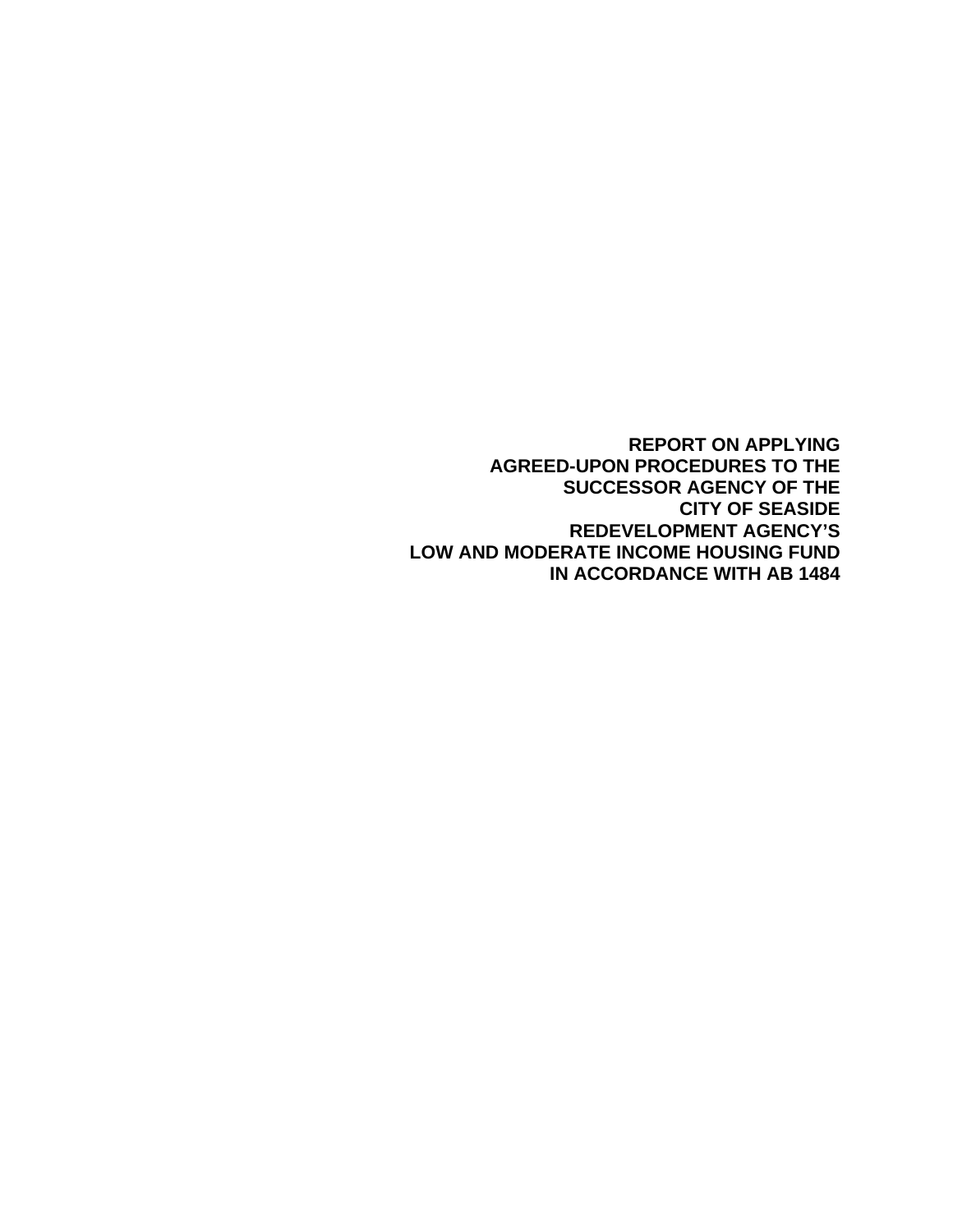# REPORT ON APPLYING AGREED-UPON PROCEDURES TO THE SUCCESSOR AGENCY OF THE CITY OF SEASIDE REDEVELOPMENT AGENCY'S LOW AND MODERATE INCOME HOUSING FUND IN ACCORDANCE WITH AB 1484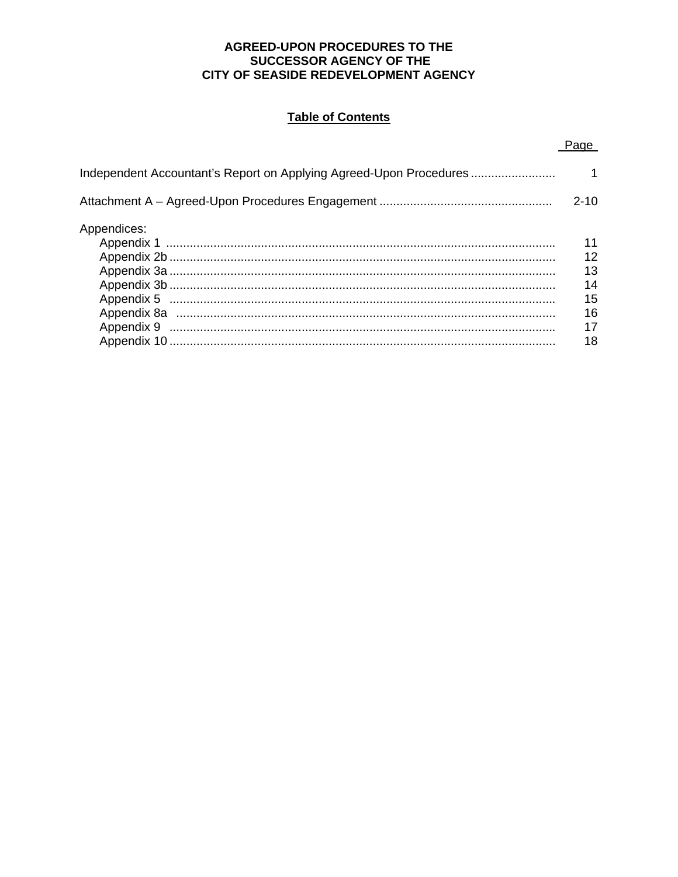**AGREED-UPON PROCEDURES TO THE**
**SUCCESSOR AGENCY OF THE**
**CITY OF SEASIDE REDEVELOPMENT AGENCY**

## Table of Contents

| | Page |
|---|---|
| Independent Accountant's Report on Applying Agreed-Upon Procedures | 1 |
| Attachment A – Agreed-Upon Procedures Engagement | 2-10 |
| Appendices: | |
| Appendix 1 | 11 |
| Appendix 2b | 12 |
| Appendix 3a | 13 |
| Appendix 3b | 14 |
| Appendix 5 | 15 |
| Appendix 8a | 16 |
| Appendix 9 | 17 |
| Appendix 10 | 18 |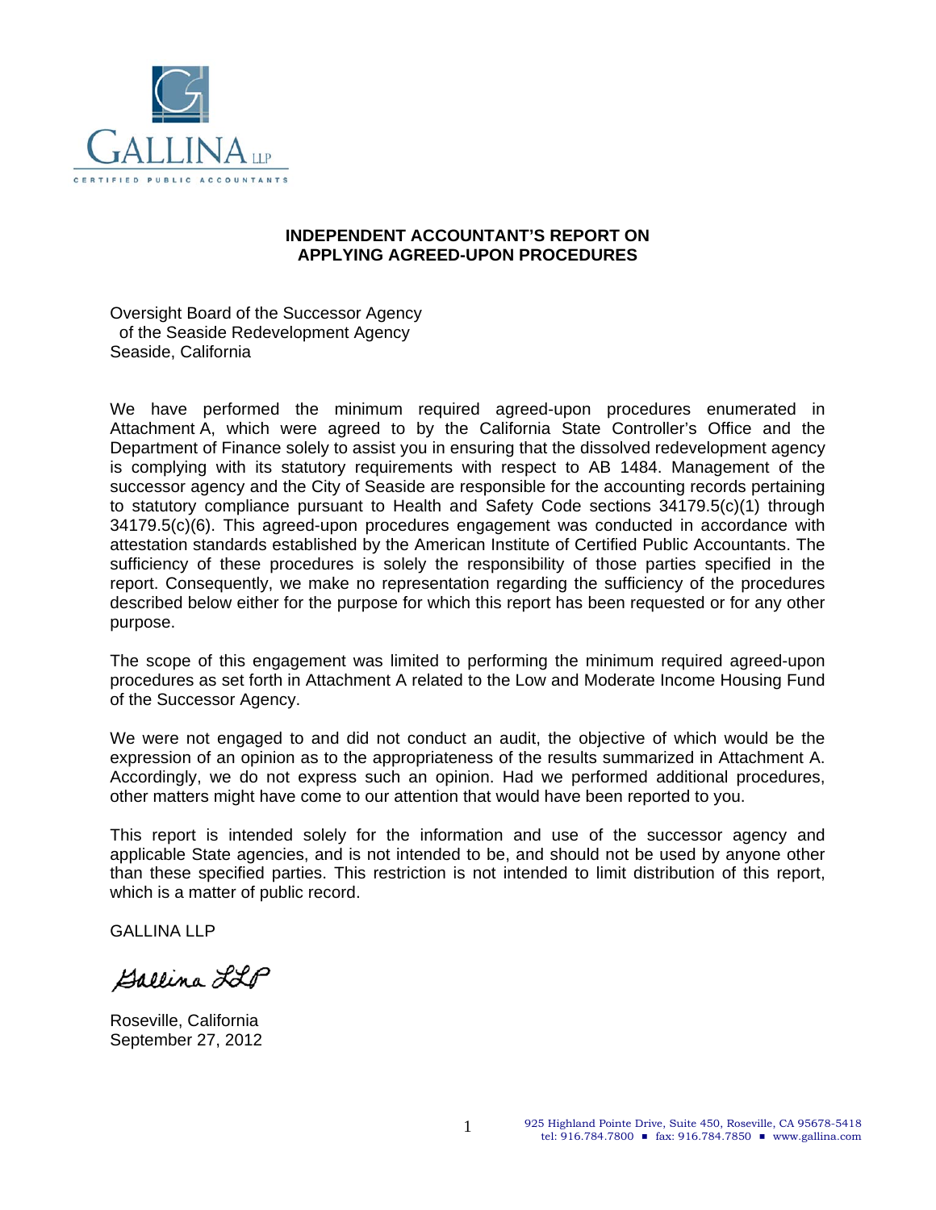GALLINA LLP

CERTIFIED PUBLIC ACCOUNTANTS

## INDEPENDENT ACCOUNTANT'S REPORT ON APPLYING AGREED-UPON PROCEDURES

Oversight Board of the Successor Agency
of the Seaside Redevelopment Agency
Seaside, California

We have performed the minimum required agreed-upon procedures enumerated in Attachment A, which were agreed to by the California State Controller's Office and the Department of Finance solely to assist you in ensuring that the dissolved redevelopment agency is complying with its statutory requirements with respect to AB 1484. Management of the successor agency and the City of Seaside are responsible for the accounting records pertaining to statutory compliance pursuant to Health and Safety Code sections 34179.5(c)(1) through 34179.5(c)(6). This agreed-upon procedures engagement was conducted in accordance with attestation standards established by the American Institute of Certified Public Accountants. The sufficiency of these procedures is solely the responsibility of those parties specified in the report. Consequently, we make no representation regarding the sufficiency of the procedures described below either for the purpose for which this report has been requested or for any other purpose.

The scope of this engagement was limited to performing the minimum required agreed-upon procedures as set forth in Attachment A related to the Low and Moderate Income Housing Fund of the Successor Agency.

We were not engaged to and did not conduct an audit, the objective of which would be the expression of an opinion as to the appropriateness of the results summarized in Attachment A. Accordingly, we do not express such an opinion. Had we performed additional procedures, other matters might have come to our attention that would have been reported to you.

This report is intended solely for the information and use of the successor agency and applicable State agencies, and is not intended to be, and should not be used by anyone other than these specified parties. This restriction is not intended to limit distribution of this report, which is a matter of public record.

GALLINA LLP

Gallina LLP

Roseville, California
September 27, 2012

925 Highland Pointe Drive, Suite 450, Roseville, CA 95678-5418
tel: 916.784.7800 ■ fax: 916.784.7850 ■ www.gallina.com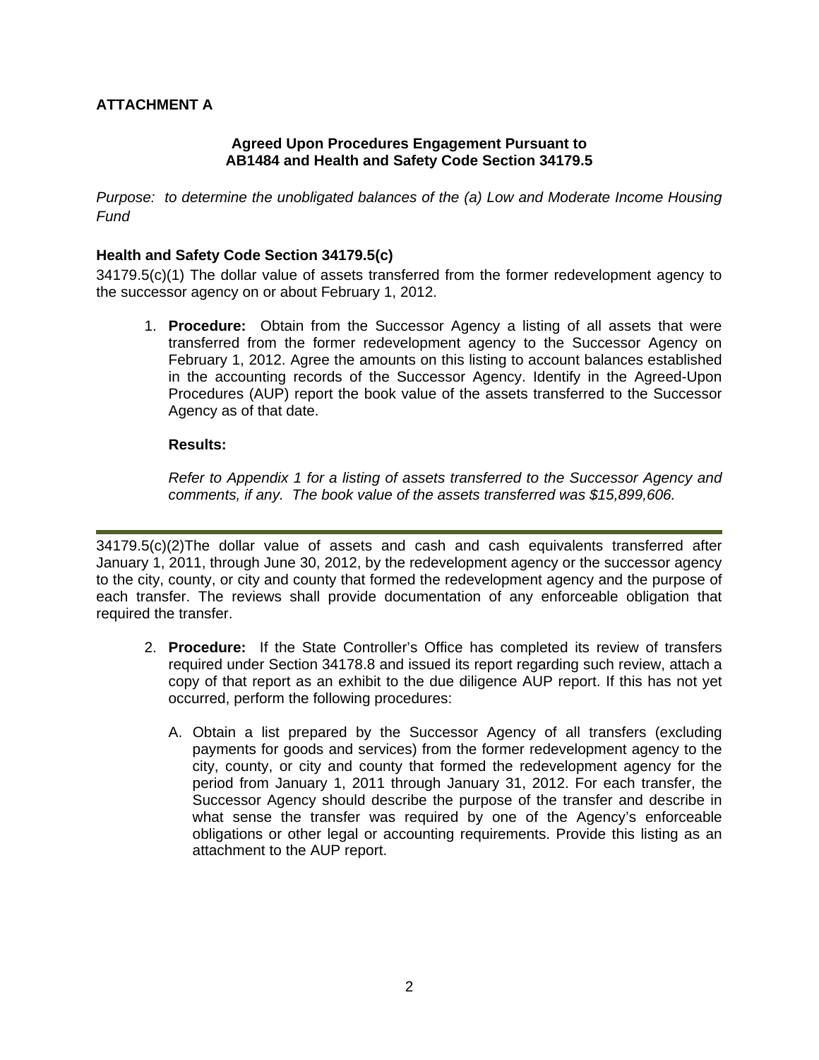**ATTACHMENT A**

**Agreed Upon Procedures Engagement Pursuant to AB1484 and Health and Safety Code Section 34179.5**

*Purpose: to determine the unobligated balances of the (a) Low and Moderate Income Housing Fund*

**Health and Safety Code Section 34179.5(c)**

34179.5(c)(1) The dollar value of assets transferred from the former redevelopment agency to the successor agency on or about February 1, 2012.

1. **Procedure:** Obtain from the Successor Agency a listing of all assets that were transferred from the former redevelopment agency to the Successor Agency on February 1, 2012. Agree the amounts on this listing to account balances established in the accounting records of the Successor Agency. Identify in the Agreed-Upon Procedures (AUP) report the book value of the assets transferred to the Successor Agency as of that date.

   **Results:**

   *Refer to Appendix 1 for a listing of assets transferred to the Successor Agency and comments, if any. The book value of the assets transferred was $15,899,606.*

---

34179.5(c)(2)The dollar value of assets and cash and cash equivalents transferred after January 1, 2011, through June 30, 2012, by the redevelopment agency or the successor agency to the city, county, or city and county that formed the redevelopment agency and the purpose of each transfer. The reviews shall provide documentation of any enforceable obligation that required the transfer.

2. **Procedure:** If the State Controller's Office has completed its review of transfers required under Section 34178.8 and issued its report regarding such review, attach a copy of that report as an exhibit to the due diligence AUP report. If this has not yet occurred, perform the following procedures:

   A. Obtain a list prepared by the Successor Agency of all transfers (excluding payments for goods and services) from the former redevelopment agency to the city, county, or city and county that formed the redevelopment agency for the period from January 1, 2011 through January 31, 2012. For each transfer, the Successor Agency should describe the purpose of the transfer and describe in what sense the transfer was required by one of the Agency's enforceable obligations or other legal or accounting requirements. Provide this listing as an attachment to the AUP report.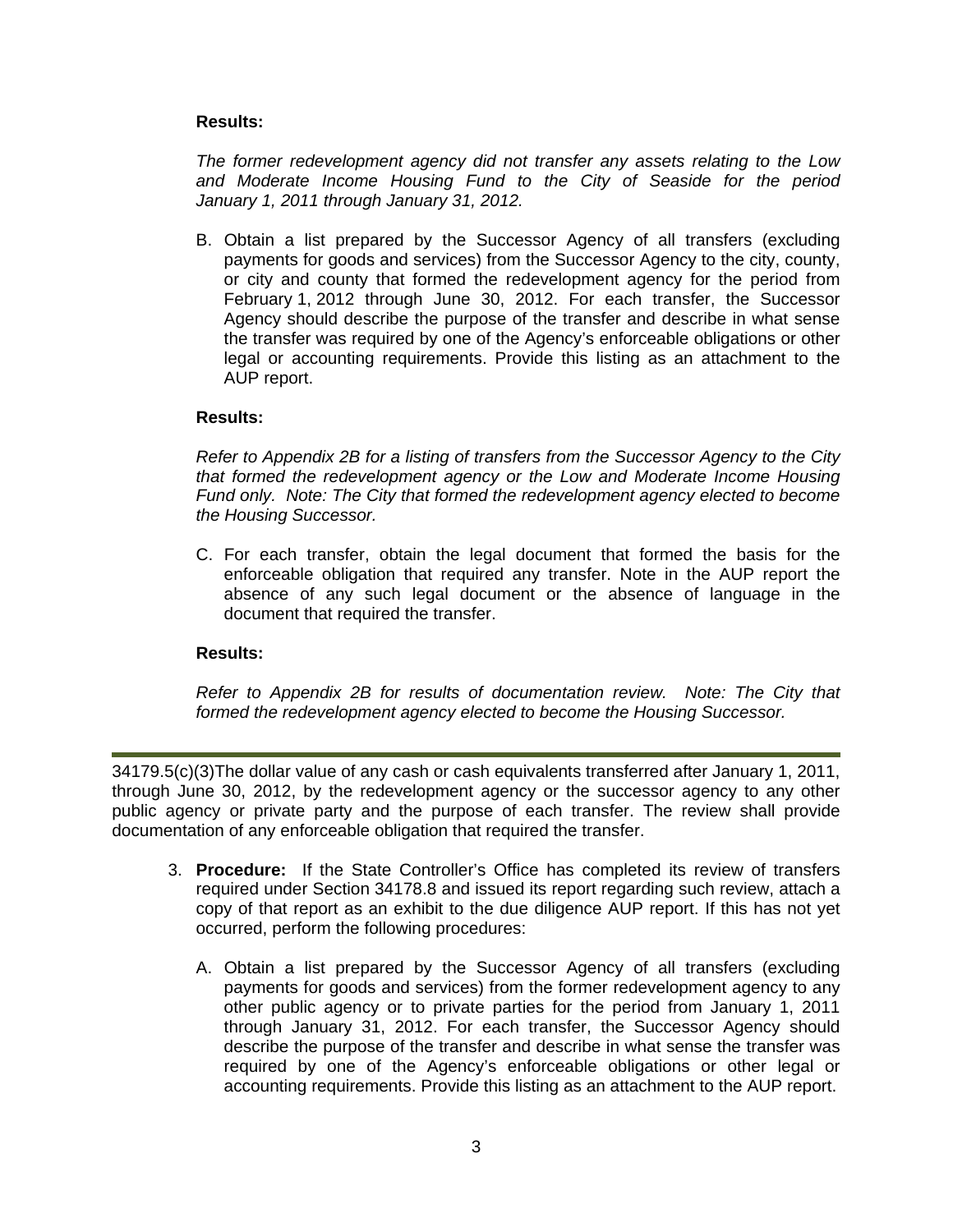**Results:**

*The former redevelopment agency did not transfer any assets relating to the Low and Moderate Income Housing Fund to the City of Seaside for the period January 1, 2011 through January 31, 2012.*

B. Obtain a list prepared by the Successor Agency of all transfers (excluding payments for goods and services) from the Successor Agency to the city, county, or city and county that formed the redevelopment agency for the period from February 1, 2012 through June 30, 2012. For each transfer, the Successor Agency should describe the purpose of the transfer and describe in what sense the transfer was required by one of the Agency's enforceable obligations or other legal or accounting requirements. Provide this listing as an attachment to the AUP report.

**Results:**

*Refer to Appendix 2B for a listing of transfers from the Successor Agency to the City that formed the redevelopment agency or the Low and Moderate Income Housing Fund only. Note: The City that formed the redevelopment agency elected to become the Housing Successor.*

C. For each transfer, obtain the legal document that formed the basis for the enforceable obligation that required any transfer. Note in the AUP report the absence of any such legal document or the absence of language in the document that required the transfer.

**Results:**

*Refer to Appendix 2B for results of documentation review. Note: The City that formed the redevelopment agency elected to become the Housing Successor.*

---

34179.5(c)(3)The dollar value of any cash or cash equivalents transferred after January 1, 2011, through June 30, 2012, by the redevelopment agency or the successor agency to any other public agency or private party and the purpose of each transfer. The review shall provide documentation of any enforceable obligation that required the transfer.

3. **Procedure:** If the State Controller's Office has completed its review of transfers required under Section 34178.8 and issued its report regarding such review, attach a copy of that report as an exhibit to the due diligence AUP report. If this has not yet occurred, perform the following procedures:

   A. Obtain a list prepared by the Successor Agency of all transfers (excluding payments for goods and services) from the former redevelopment agency to any other public agency or to private parties for the period from January 1, 2011 through January 31, 2012. For each transfer, the Successor Agency should describe the purpose of the transfer and describe in what sense the transfer was required by one of the Agency's enforceable obligations or other legal or accounting requirements. Provide this listing as an attachment to the AUP report.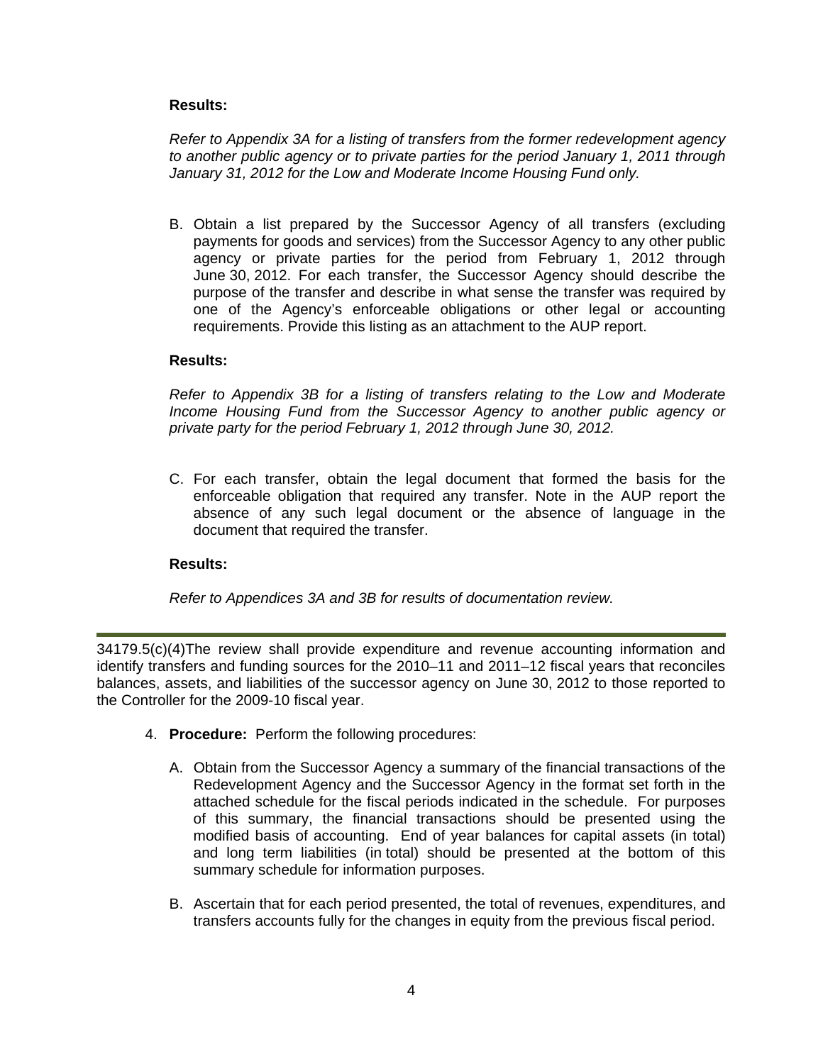**Results:**

*Refer to Appendix 3A for a listing of transfers from the former redevelopment agency to another public agency or to private parties for the period January 1, 2011 through January 31, 2012 for the Low and Moderate Income Housing Fund only.*

B. Obtain a list prepared by the Successor Agency of all transfers (excluding payments for goods and services) from the Successor Agency to any other public agency or private parties for the period from February 1, 2012 through June 30, 2012. For each transfer, the Successor Agency should describe the purpose of the transfer and describe in what sense the transfer was required by one of the Agency's enforceable obligations or other legal or accounting requirements. Provide this listing as an attachment to the AUP report.

**Results:**

*Refer to Appendix 3B for a listing of transfers relating to the Low and Moderate Income Housing Fund from the Successor Agency to another public agency or private party for the period February 1, 2012 through June 30, 2012.*

C. For each transfer, obtain the legal document that formed the basis for the enforceable obligation that required any transfer. Note in the AUP report the absence of any such legal document or the absence of language in the document that required the transfer.

**Results:**

*Refer to Appendices 3A and 3B for results of documentation review.*

---

34179.5(c)(4)The review shall provide expenditure and revenue accounting information and identify transfers and funding sources for the 2010–11 and 2011–12 fiscal years that reconciles balances, assets, and liabilities of the successor agency on June 30, 2012 to those reported to the Controller for the 2009-10 fiscal year.

4. **Procedure:** Perform the following procedures:

   A. Obtain from the Successor Agency a summary of the financial transactions of the Redevelopment Agency and the Successor Agency in the format set forth in the attached schedule for the fiscal periods indicated in the schedule. For purposes of this summary, the financial transactions should be presented using the modified basis of accounting. End of year balances for capital assets (in total) and long term liabilities (in total) should be presented at the bottom of this summary schedule for information purposes.

   B. Ascertain that for each period presented, the total of revenues, expenditures, and transfers accounts fully for the changes in equity from the previous fiscal period.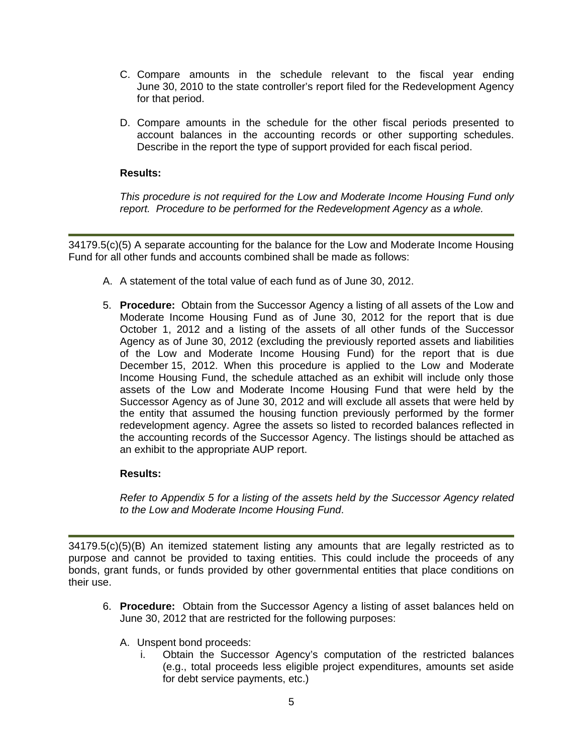C. Compare amounts in the schedule relevant to the fiscal year ending June 30, 2010 to the state controller's report filed for the Redevelopment Agency for that period.

D. Compare amounts in the schedule for the other fiscal periods presented to account balances in the accounting records or other supporting schedules. Describe in the report the type of support provided for each fiscal period.

**Results:**

*This procedure is not required for the Low and Moderate Income Housing Fund only report. Procedure to be performed for the Redevelopment Agency as a whole.*

---

34179.5(c)(5) A separate accounting for the balance for the Low and Moderate Income Housing Fund for all other funds and accounts combined shall be made as follows:

A. A statement of the total value of each fund as of June 30, 2012.

5. **Procedure:** Obtain from the Successor Agency a listing of all assets of the Low and Moderate Income Housing Fund as of June 30, 2012 for the report that is due October 1, 2012 and a listing of the assets of all other funds of the Successor Agency as of June 30, 2012 (excluding the previously reported assets and liabilities of the Low and Moderate Income Housing Fund) for the report that is due December 15, 2012. When this procedure is applied to the Low and Moderate Income Housing Fund, the schedule attached as an exhibit will include only those assets of the Low and Moderate Income Housing Fund that were held by the Successor Agency as of June 30, 2012 and will exclude all assets that were held by the entity that assumed the housing function previously performed by the former redevelopment agency. Agree the assets so listed to recorded balances reflected in the accounting records of the Successor Agency. The listings should be attached as an exhibit to the appropriate AUP report.

   **Results:**

   *Refer to Appendix 5 for a listing of the assets held by the Successor Agency related to the Low and Moderate Income Housing Fund*.

---

34179.5(c)(5)(B) An itemized statement listing any amounts that are legally restricted as to purpose and cannot be provided to taxing entities. This could include the proceeds of any bonds, grant funds, or funds provided by other governmental entities that place conditions on their use.

6. **Procedure:** Obtain from the Successor Agency a listing of asset balances held on June 30, 2012 that are restricted for the following purposes:

   A. Unspent bond proceeds:
      i. Obtain the Successor Agency's computation of the restricted balances (e.g., total proceeds less eligible project expenditures, amounts set aside for debt service payments, etc.)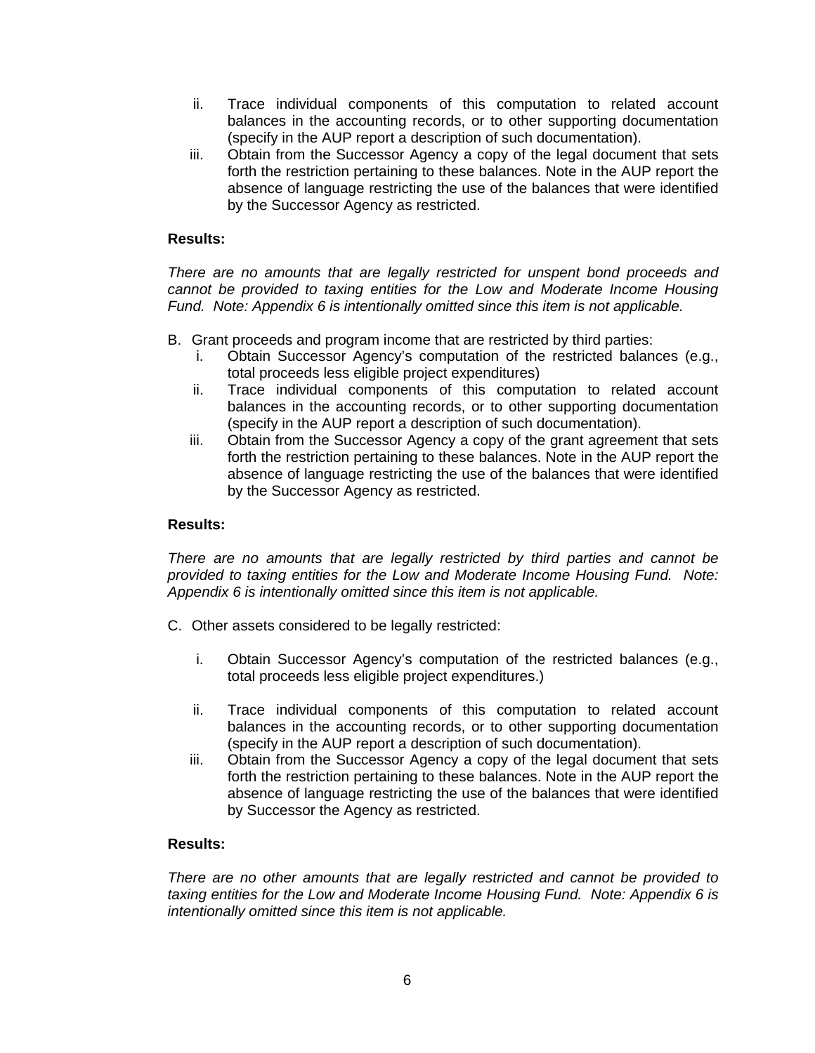ii. Trace individual components of this computation to related account balances in the accounting records, or to other supporting documentation (specify in the AUP report a description of such documentation).
   iii. Obtain from the Successor Agency a copy of the legal document that sets forth the restriction pertaining to these balances. Note in the AUP report the absence of language restricting the use of the balances that were identified by the Successor Agency as restricted.

**Results:**

*There are no amounts that are legally restricted for unspent bond proceeds and cannot be provided to taxing entities for the Low and Moderate Income Housing Fund. Note: Appendix 6 is intentionally omitted since this item is not applicable.*

B. Grant proceeds and program income that are restricted by third parties:
   i. Obtain Successor Agency's computation of the restricted balances (e.g., total proceeds less eligible project expenditures)
   ii. Trace individual components of this computation to related account balances in the accounting records, or to other supporting documentation (specify in the AUP report a description of such documentation).
   iii. Obtain from the Successor Agency a copy of the grant agreement that sets forth the restriction pertaining to these balances. Note in the AUP report the absence of language restricting the use of the balances that were identified by the Successor Agency as restricted.

**Results:**

*There are no amounts that are legally restricted by third parties and cannot be provided to taxing entities for the Low and Moderate Income Housing Fund. Note: Appendix 6 is intentionally omitted since this item is not applicable.*

C. Other assets considered to be legally restricted:

   i. Obtain Successor Agency's computation of the restricted balances (e.g., total proceeds less eligible project expenditures.)

   ii. Trace individual components of this computation to related account balances in the accounting records, or to other supporting documentation (specify in the AUP report a description of such documentation).
   iii. Obtain from the Successor Agency a copy of the legal document that sets forth the restriction pertaining to these balances. Note in the AUP report the absence of language restricting the use of the balances that were identified by Successor the Agency as restricted.

**Results:**

*There are no other amounts that are legally restricted and cannot be provided to taxing entities for the Low and Moderate Income Housing Fund. Note: Appendix 6 is intentionally omitted since this item is not applicable.*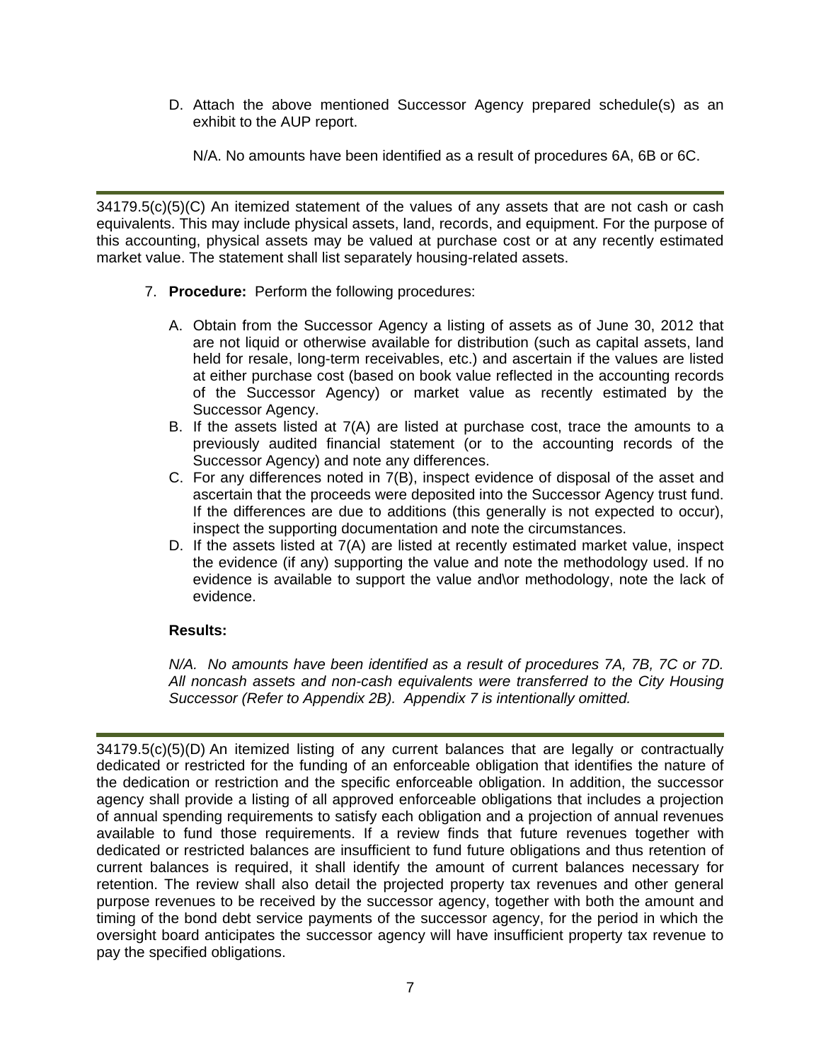D. Attach the above mentioned Successor Agency prepared schedule(s) as an exhibit to the AUP report.

   N/A. No amounts have been identified as a result of procedures 6A, 6B or 6C.

---

34179.5(c)(5)(C) An itemized statement of the values of any assets that are not cash or cash equivalents. This may include physical assets, land, records, and equipment. For the purpose of this accounting, physical assets may be valued at purchase cost or at any recently estimated market value. The statement shall list separately housing-related assets.

7. **Procedure:** Perform the following procedures:

   A. Obtain from the Successor Agency a listing of assets as of June 30, 2012 that are not liquid or otherwise available for distribution (such as capital assets, land held for resale, long-term receivables, etc.) and ascertain if the values are listed at either purchase cost (based on book value reflected in the accounting records of the Successor Agency) or market value as recently estimated by the Successor Agency.
   B. If the assets listed at 7(A) are listed at purchase cost, trace the amounts to a previously audited financial statement (or to the accounting records of the Successor Agency) and note any differences.
   C. For any differences noted in 7(B), inspect evidence of disposal of the asset and ascertain that the proceeds were deposited into the Successor Agency trust fund. If the differences are due to additions (this generally is not expected to occur), inspect the supporting documentation and note the circumstances.
   D. If the assets listed at 7(A) are listed at recently estimated market value, inspect the evidence (if any) supporting the value and note the methodology used. If no evidence is available to support the value and\or methodology, note the lack of evidence.

   **Results:**

   *N/A. No amounts have been identified as a result of procedures 7A, 7B, 7C or 7D. All noncash assets and non-cash equivalents were transferred to the City Housing Successor (Refer to Appendix 2B). Appendix 7 is intentionally omitted.*

---

34179.5(c)(5)(D) An itemized listing of any current balances that are legally or contractually dedicated or restricted for the funding of an enforceable obligation that identifies the nature of the dedication or restriction and the specific enforceable obligation. In addition, the successor agency shall provide a listing of all approved enforceable obligations that includes a projection of annual spending requirements to satisfy each obligation and a projection of annual revenues available to fund those requirements. If a review finds that future revenues together with dedicated or restricted balances are insufficient to fund future obligations and thus retention of current balances is required, it shall identify the amount of current balances necessary for retention. The review shall also detail the projected property tax revenues and other general purpose revenues to be received by the successor agency, together with both the amount and timing of the bond debt service payments of the successor agency, for the period in which the oversight board anticipates the successor agency will have insufficient property tax revenue to pay the specified obligations.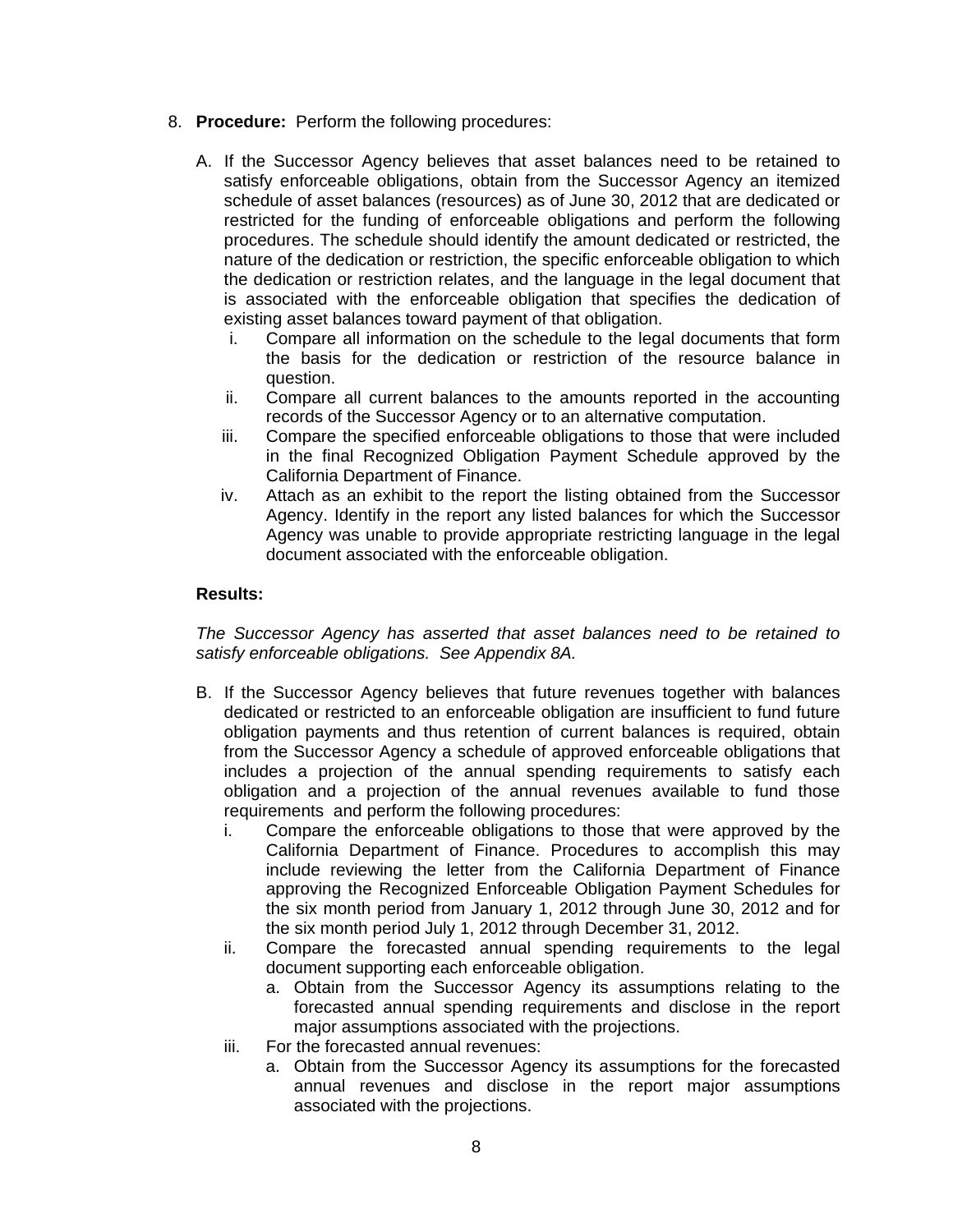8. **Procedure:** Perform the following procedures:

   A. If the Successor Agency believes that asset balances need to be retained to satisfy enforceable obligations, obtain from the Successor Agency an itemized schedule of asset balances (resources) as of June 30, 2012 that are dedicated or restricted for the funding of enforceable obligations and perform the following procedures. The schedule should identify the amount dedicated or restricted, the nature of the dedication or restriction, the specific enforceable obligation to which the dedication or restriction relates, and the language in the legal document that is associated with the enforceable obligation that specifies the dedication of existing asset balances toward payment of that obligation.

      i. Compare all information on the schedule to the legal documents that form the basis for the dedication or restriction of the resource balance in question.
      ii. Compare all current balances to the amounts reported in the accounting records of the Successor Agency or to an alternative computation.
      iii. Compare the specified enforceable obligations to those that were included in the final Recognized Obligation Payment Schedule approved by the California Department of Finance.
      iv. Attach as an exhibit to the report the listing obtained from the Successor Agency. Identify in the report any listed balances for which the Successor Agency was unable to provide appropriate restricting language in the legal document associated with the enforceable obligation.

   **Results:**

   *The Successor Agency has asserted that asset balances need to be retained to satisfy enforceable obligations. See Appendix 8A.*

   B. If the Successor Agency believes that future revenues together with balances dedicated or restricted to an enforceable obligation are insufficient to fund future obligation payments and thus retention of current balances is required, obtain from the Successor Agency a schedule of approved enforceable obligations that includes a projection of the annual spending requirements to satisfy each obligation and a projection of the annual revenues available to fund those requirements and perform the following procedures:

      i. Compare the enforceable obligations to those that were approved by the California Department of Finance. Procedures to accomplish this may include reviewing the letter from the California Department of Finance approving the Recognized Enforceable Obligation Payment Schedules for the six month period from January 1, 2012 through June 30, 2012 and for the six month period July 1, 2012 through December 31, 2012.
      ii. Compare the forecasted annual spending requirements to the legal document supporting each enforceable obligation.
         a. Obtain from the Successor Agency its assumptions relating to the forecasted annual spending requirements and disclose in the report major assumptions associated with the projections.
      iii. For the forecasted annual revenues:
         a. Obtain from the Successor Agency its assumptions for the forecasted annual revenues and disclose in the report major assumptions associated with the projections.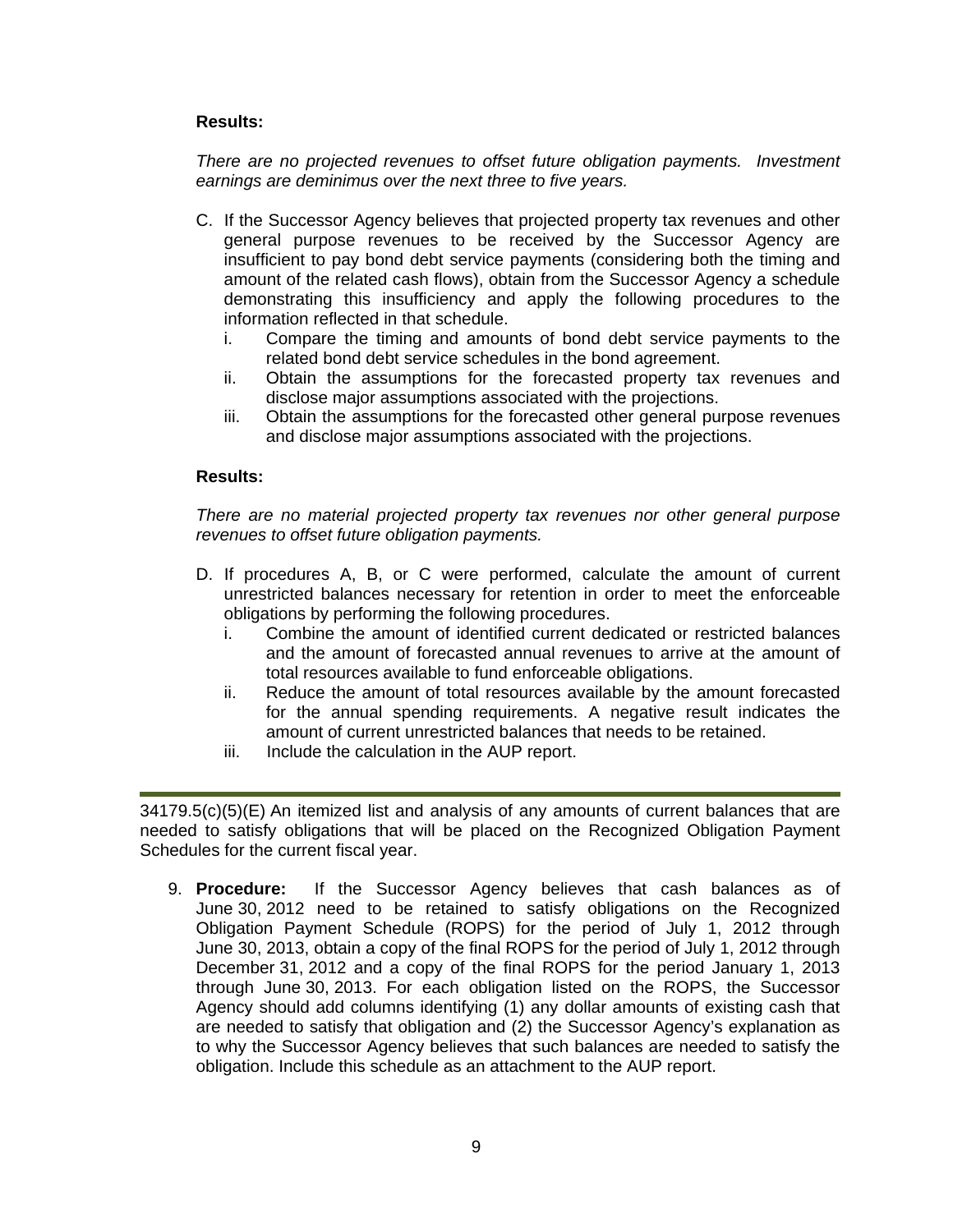**Results:**

*There are no projected revenues to offset future obligation payments. Investment earnings are deminimus over the next three to five years.*

C. If the Successor Agency believes that projected property tax revenues and other general purpose revenues to be received by the Successor Agency are insufficient to pay bond debt service payments (considering both the timing and amount of the related cash flows), obtain from the Successor Agency a schedule demonstrating this insufficiency and apply the following procedures to the information reflected in that schedule.
   i. Compare the timing and amounts of bond debt service payments to the related bond debt service schedules in the bond agreement.
   ii. Obtain the assumptions for the forecasted property tax revenues and disclose major assumptions associated with the projections.
   iii. Obtain the assumptions for the forecasted other general purpose revenues and disclose major assumptions associated with the projections.

**Results:**

*There are no material projected property tax revenues nor other general purpose revenues to offset future obligation payments.*

D. If procedures A, B, or C were performed, calculate the amount of current unrestricted balances necessary for retention in order to meet the enforceable obligations by performing the following procedures.
   i. Combine the amount of identified current dedicated or restricted balances and the amount of forecasted annual revenues to arrive at the amount of total resources available to fund enforceable obligations.
   ii. Reduce the amount of total resources available by the amount forecasted for the annual spending requirements. A negative result indicates the amount of current unrestricted balances that needs to be retained.
   iii. Include the calculation in the AUP report.

---

34179.5(c)(5)(E) An itemized list and analysis of any amounts of current balances that are needed to satisfy obligations that will be placed on the Recognized Obligation Payment Schedules for the current fiscal year.

9. **Procedure:** If the Successor Agency believes that cash balances as of June 30, 2012 need to be retained to satisfy obligations on the Recognized Obligation Payment Schedule (ROPS) for the period of July 1, 2012 through June 30, 2013, obtain a copy of the final ROPS for the period of July 1, 2012 through December 31, 2012 and a copy of the final ROPS for the period January 1, 2013 through June 30, 2013. For each obligation listed on the ROPS, the Successor Agency should add columns identifying (1) any dollar amounts of existing cash that are needed to satisfy that obligation and (2) the Successor Agency's explanation as to why the Successor Agency believes that such balances are needed to satisfy the obligation. Include this schedule as an attachment to the AUP report.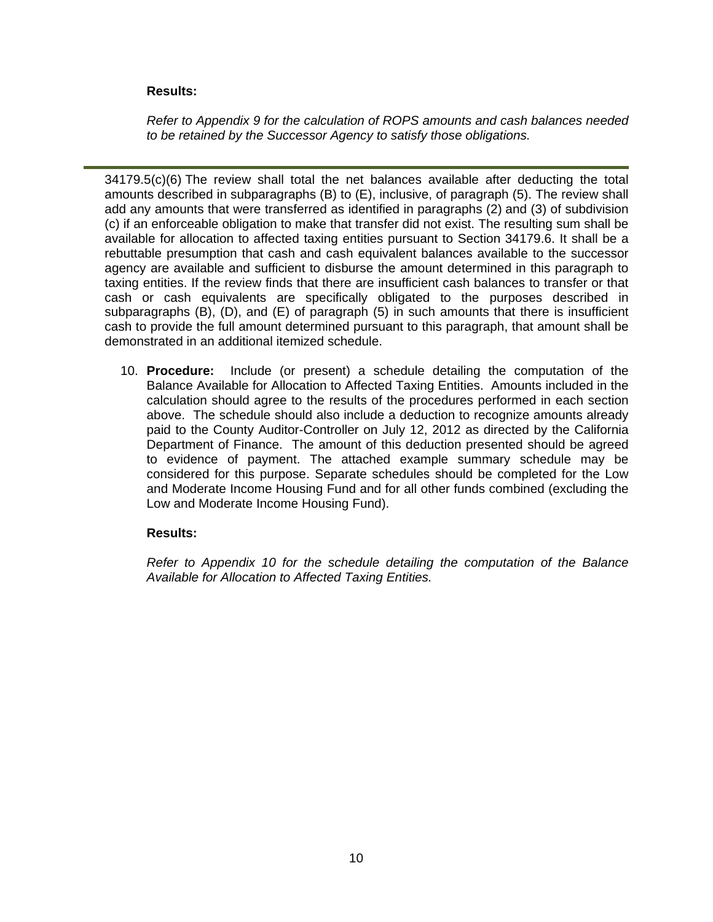**Results:**

*Refer to Appendix 9 for the calculation of ROPS amounts and cash balances needed to be retained by the Successor Agency to satisfy those obligations.*

---

34179.5(c)(6) The review shall total the net balances available after deducting the total amounts described in subparagraphs (B) to (E), inclusive, of paragraph (5). The review shall add any amounts that were transferred as identified in paragraphs (2) and (3) of subdivision (c) if an enforceable obligation to make that transfer did not exist. The resulting sum shall be available for allocation to affected taxing entities pursuant to Section 34179.6. It shall be a rebuttable presumption that cash and cash equivalent balances available to the successor agency are available and sufficient to disburse the amount determined in this paragraph to taxing entities. If the review finds that there are insufficient cash balances to transfer or that cash or cash equivalents are specifically obligated to the purposes described in subparagraphs (B), (D), and (E) of paragraph (5) in such amounts that there is insufficient cash to provide the full amount determined pursuant to this paragraph, that amount shall be demonstrated in an additional itemized schedule.

10. **Procedure:** Include (or present) a schedule detailing the computation of the Balance Available for Allocation to Affected Taxing Entities. Amounts included in the calculation should agree to the results of the procedures performed in each section above. The schedule should also include a deduction to recognize amounts already paid to the County Auditor-Controller on July 12, 2012 as directed by the California Department of Finance. The amount of this deduction presented should be agreed to evidence of payment. The attached example summary schedule may be considered for this purpose. Separate schedules should be completed for the Low and Moderate Income Housing Fund and for all other funds combined (excluding the Low and Moderate Income Housing Fund).

    **Results:**

    *Refer to Appendix 10 for the schedule detailing the computation of the Balance Available for Allocation to Affected Taxing Entities.*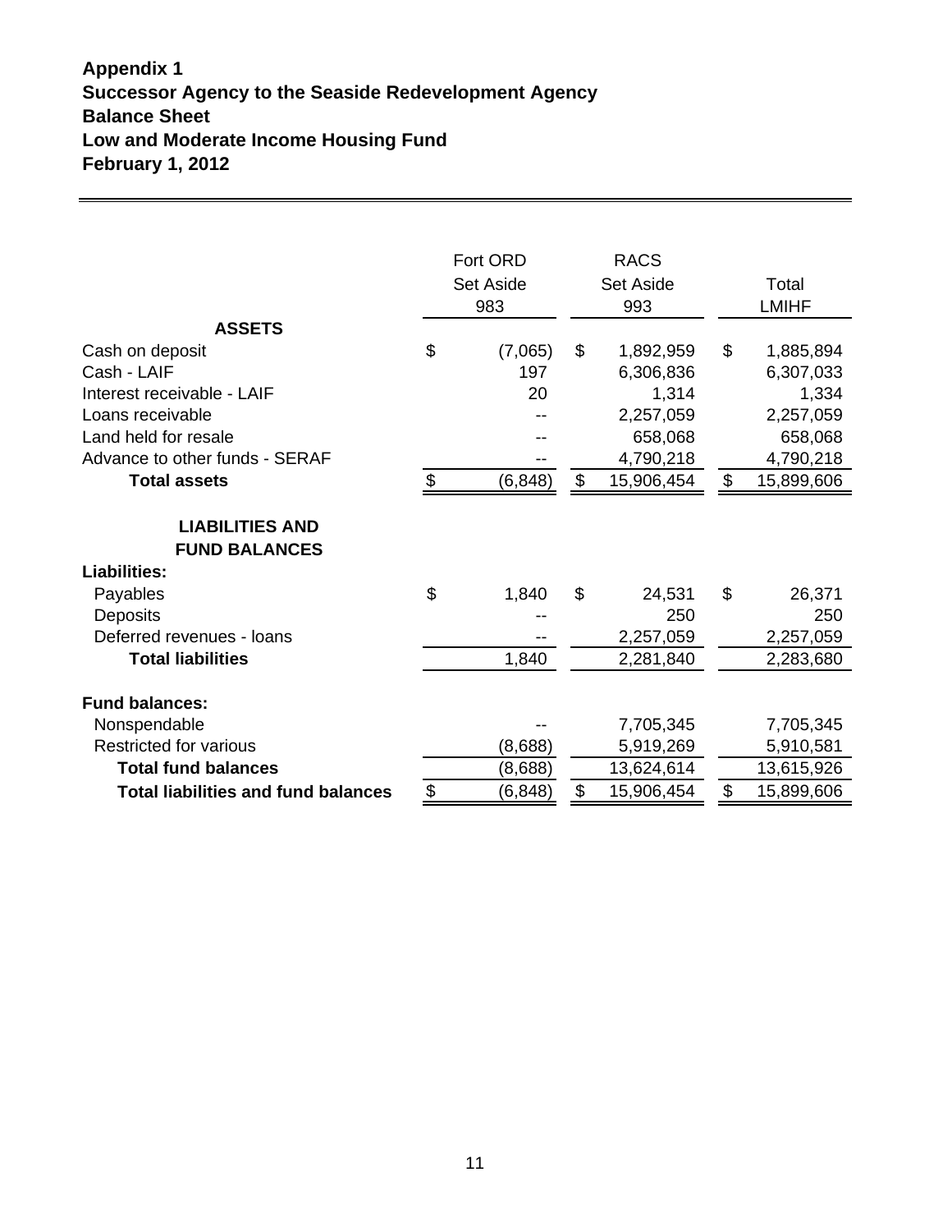**Appendix 1**
**Successor Agency to the Seaside Redevelopment Agency**
**Balance Sheet**
**Low and Moderate Income Housing Fund**
**February 1, 2012**

| | Fort ORD Set Aside 983 | RACS Set Aside 993 | Total LMIHF |
|---|---|---|---|
| **ASSETS** | | | |
| Cash on deposit | $ (7,065) | $ 1,892,959 | $ 1,885,894 |
| Cash - LAIF | 197 | 6,306,836 | 6,307,033 |
| Interest receivable - LAIF | 20 | 1,314 | 1,334 |
| Loans receivable | -- | 2,257,059 | 2,257,059 |
| Land held for resale | -- | 658,068 | 658,068 |
| Advance to other funds - SERAF | -- | 4,790,218 | 4,790,218 |
| **Total assets** | $ (6,848) | $ 15,906,454 | $ 15,899,606 |
| **LIABILITIES AND FUND BALANCES** | | | |
| **Liabilities:** | | | |
| Payables | $ 1,840 | $ 24,531 | $ 26,371 |
| Deposits | -- | 250 | 250 |
| Deferred revenues - loans | -- | 2,257,059 | 2,257,059 |
| **Total liabilities** | 1,840 | 2,281,840 | 2,283,680 |
| **Fund balances:** | | | |
| Nonspendable | -- | 7,705,345 | 7,705,345 |
| Restricted for various | (8,688) | 5,919,269 | 5,910,581 |
| **Total fund balances** | (8,688) | 13,624,614 | 13,615,926 |
| **Total liabilities and fund balances** | $ (6,848) | $ 15,906,454 | $ 15,899,606 |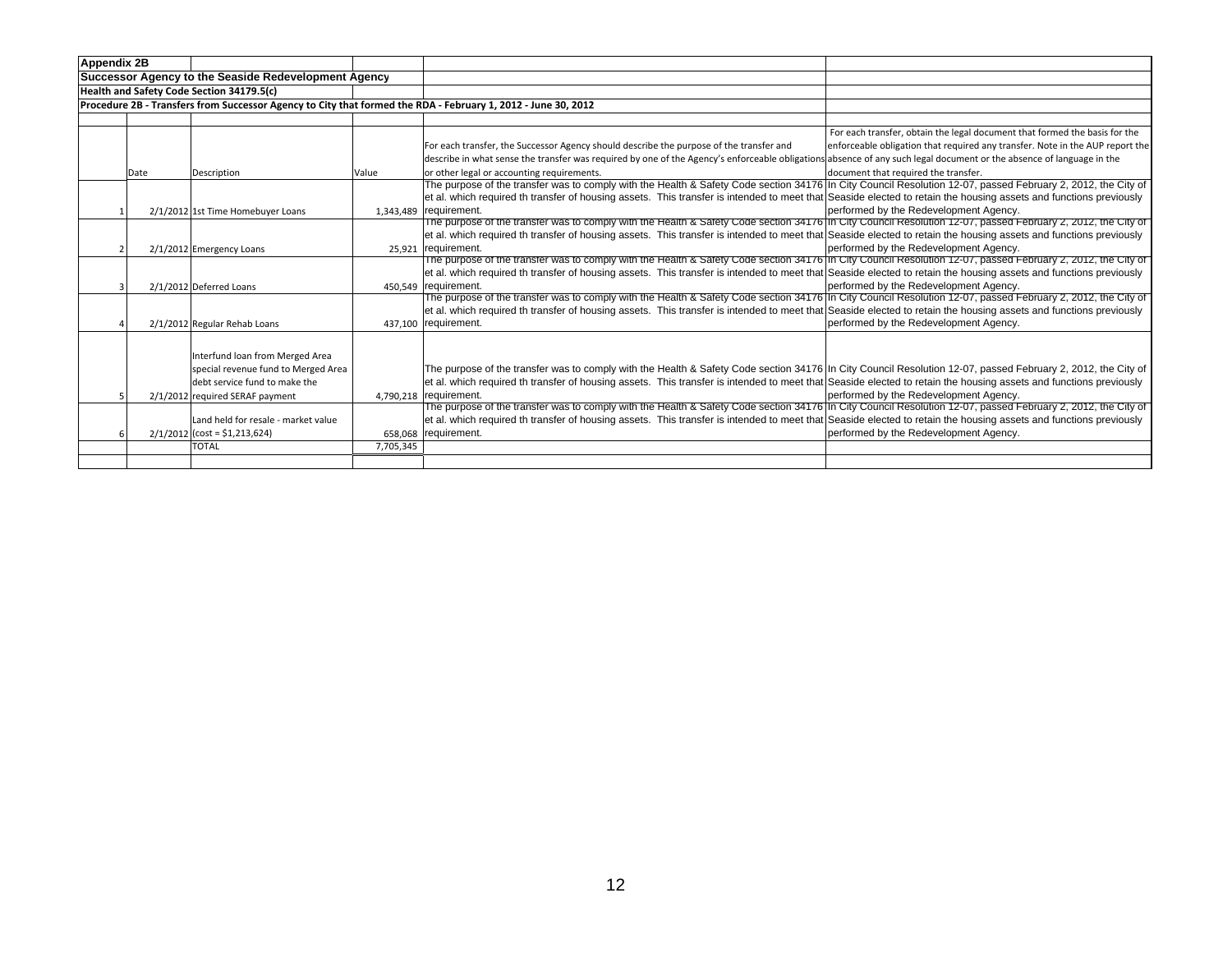**Appendix 2B**

**Successor Agency to the Seaside Redevelopment Agency**

**Health and Safety Code Section 34179.5(c)**

**Procedure 2B - Transfers from Successor Agency to City that formed the RDA - February 1, 2012 - June 30, 2012**

| | Date | Description | Value | For each transfer, the Successor Agency should describe the purpose of the transfer and describe in what sense the transfer was required by one of the Agency's enforceable obligations or other legal or accounting requirements. | For each transfer, obtain the legal document that formed the basis for the enforceable obligation that required any transfer. Note in the AUP report the absence of any such legal document or the absence of language in the document that required the transfer. |
|---|---|---|---|---|---|
| 1 | 2/1/2012 | 1st Time Homebuyer Loans | 1,343,489 | The purpose of the transfer was to comply with the Health & Safety Code section 34176 et al. which required th transfer of housing assets. This transfer is intended to meet that requirement. | In City Council Resolution 12-07, passed February 2, 2012, the City of Seaside elected to retain the housing assets and functions previously performed by the Redevelopment Agency. |
| 2 | 2/1/2012 | Emergency Loans | 25,921 | The purpose of the transfer was to comply with the Health & Safety Code section 34176 et al. which required th transfer of housing assets. This transfer is intended to meet that requirement. | In City Council Resolution 12-07, passed February 2, 2012, the City of Seaside elected to retain the housing assets and functions previously performed by the Redevelopment Agency. |
| 3 | 2/1/2012 | Deferred Loans | 450,549 | The purpose of the transfer was to comply with the Health & Safety Code section 34176 et al. which required th transfer of housing assets. This transfer is intended to meet that requirement. | In City Council Resolution 12-07, passed February 2, 2012, the City of Seaside elected to retain the housing assets and functions previously performed by the Redevelopment Agency. |
| 4 | 2/1/2012 | Regular Rehab Loans | 437,100 | The purpose of the transfer was to comply with the Health & Safety Code section 34176 et al. which required th transfer of housing assets. This transfer is intended to meet that requirement. | In City Council Resolution 12-07, passed February 2, 2012, the City of Seaside elected to retain the housing assets and functions previously performed by the Redevelopment Agency. |
| 5 | 2/1/2012 | Interfund loan from Merged Area special revenue fund to Merged Area debt service fund to make the required SERAF payment | 4,790,218 | The purpose of the transfer was to comply with the Health & Safety Code section 34176 et al. which required th transfer of housing assets. This transfer is intended to meet that requirement. | In City Council Resolution 12-07, passed February 2, 2012, the City of Seaside elected to retain the housing assets and functions previously performed by the Redevelopment Agency. |
| 6 | 2/1/2012 | Land held for resale - market value (cost = $1,213,624) | 658,068 | The purpose of the transfer was to comply with the Health & Safety Code section 34176 et al. which required th transfer of housing assets. This transfer is intended to meet that requirement. | In City Council Resolution 12-07, passed February 2, 2012, the City of Seaside elected to retain the housing assets and functions previously performed by the Redevelopment Agency. |
| | | TOTAL | 7,705,345 | | |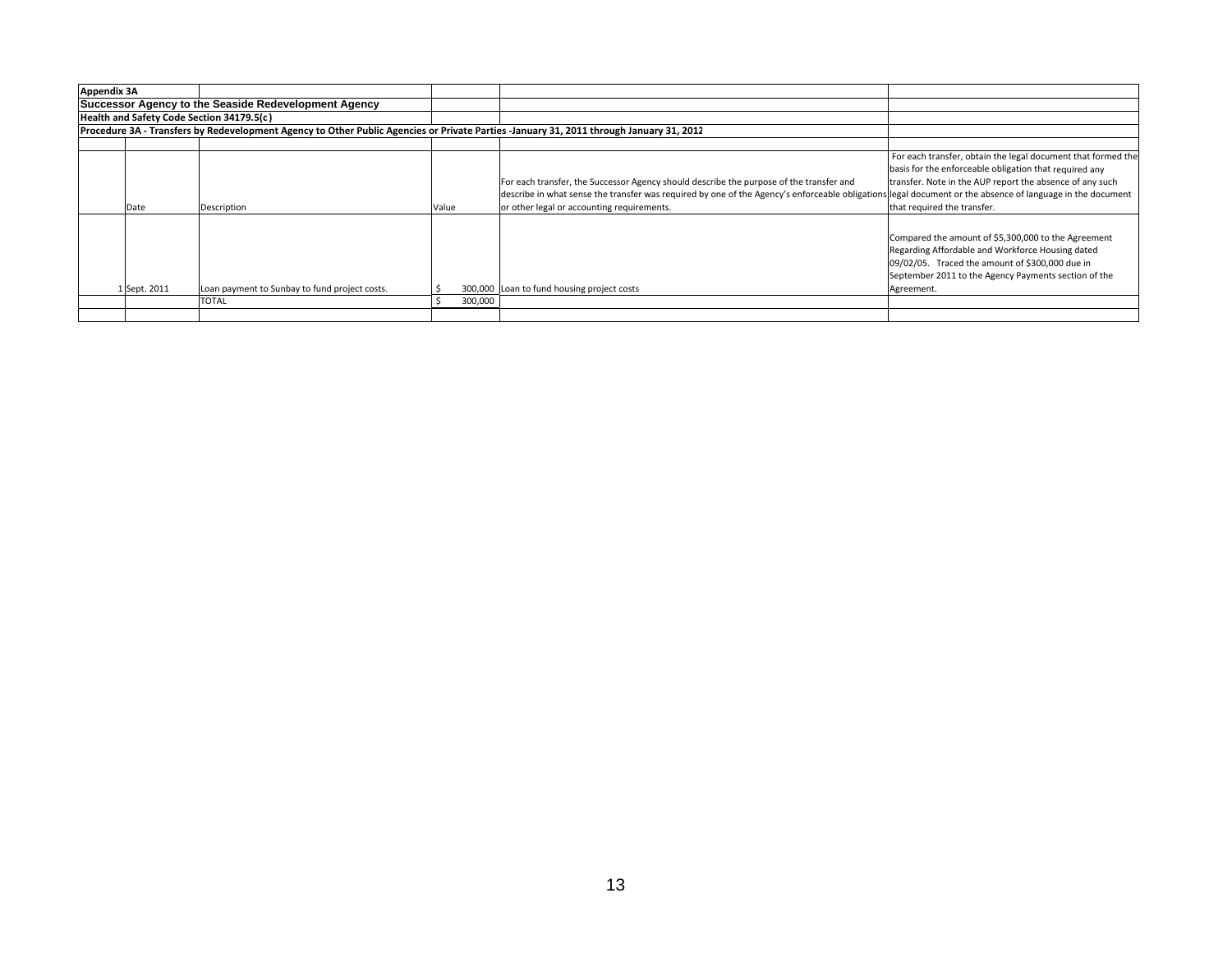**Appendix 3A**

**Successor Agency to the Seaside Redevelopment Agency**

**Health and Safety Code Section 34179.5(c)**

**Procedure 3A - Transfers by Redevelopment Agency to Other Public Agencies or Private Parties -January 31, 2011 through January 31, 2012**

| | Date | Description | Value | For each transfer, the Successor Agency should describe the purpose of the transfer and describe in what sense the transfer was required by one of the Agency's enforceable obligations or other legal or accounting requirements. | For each transfer, obtain the legal document that formed the basis for the enforceable obligation that required any transfer. Note in the AUP report the absence of any such legal document or the absence of language in the document that required the transfer. |
|---|---|---|---|---|---|
| 1 | Sept. 2011 | Loan payment to Sunbay to fund project costs. | $ 300,000 | Loan to fund housing project costs | Compared the amount of $5,300,000 to the Agreement Regarding Affordable and Workforce Housing dated 09/02/05. Traced the amount of $300,000 due in September 2011 to the Agency Payments section of the Agreement. |
| | | TOTAL | $ 300,000 | | |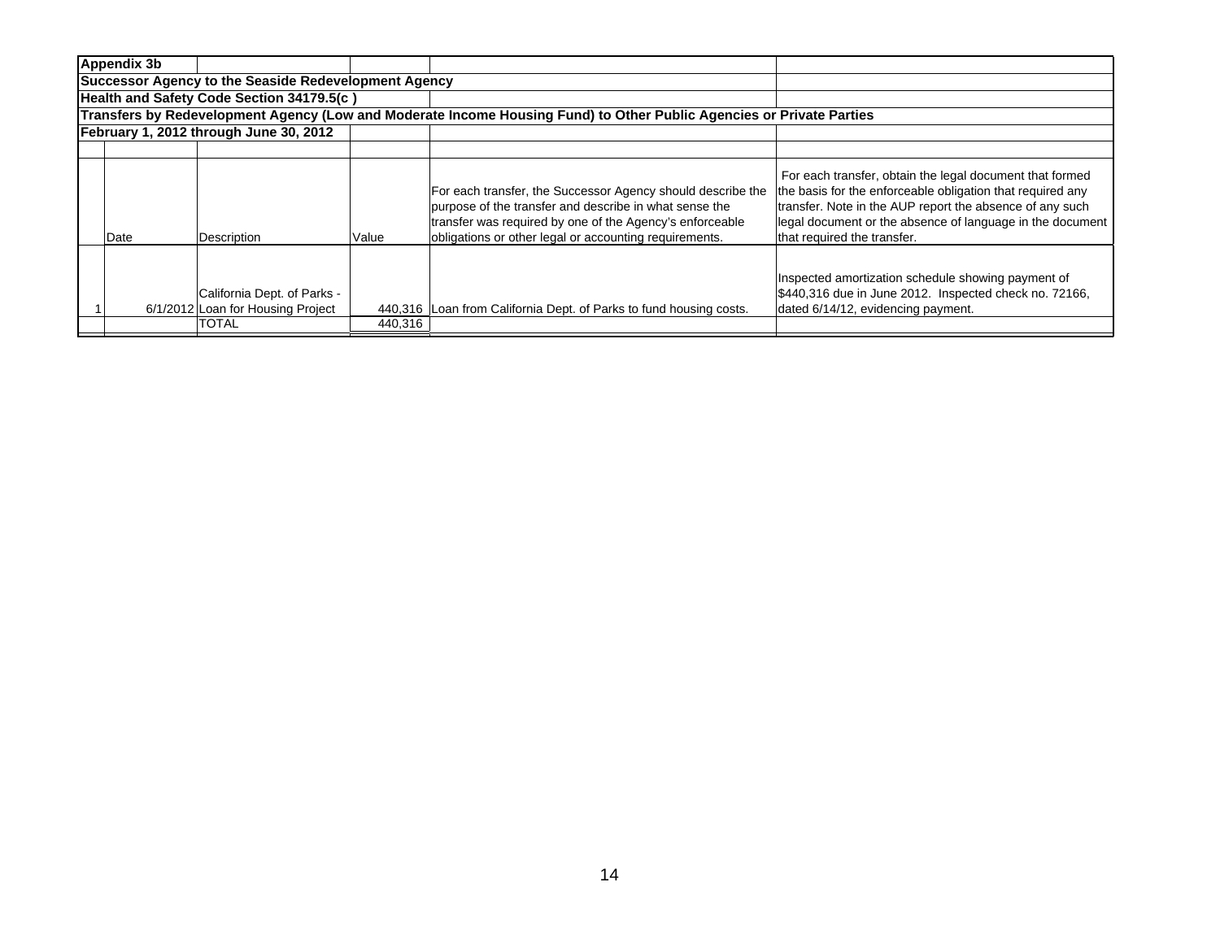**Appendix 3b**

**Successor Agency to the Seaside Redevelopment Agency**

**Health and Safety Code Section 34179.5(c )**

**Transfers by Redevelopment Agency (Low and Moderate Income Housing Fund) to Other Public Agencies or Private Parties**

**February 1, 2012 through June 30, 2012**

| | Date | Description | Value | For each transfer, the Successor Agency should describe the purpose of the transfer and describe in what sense the transfer was required by one of the Agency's enforceable obligations or other legal or accounting requirements. | For each transfer, obtain the legal document that formed the basis for the enforceable obligation that required any transfer. Note in the AUP report the absence of any such legal document or the absence of language in the document that required the transfer. |
|---|---|---|---|---|---|
| 1 | 6/1/2012 | California Dept. of Parks - Loan for Housing Project | 440,316 | Loan from California Dept. of Parks to fund housing costs. | Inspected amortization schedule showing payment of $440,316 due in June 2012. Inspected check no. 72166, dated 6/14/12, evidencing payment. |
| | | TOTAL | 440,316 | | |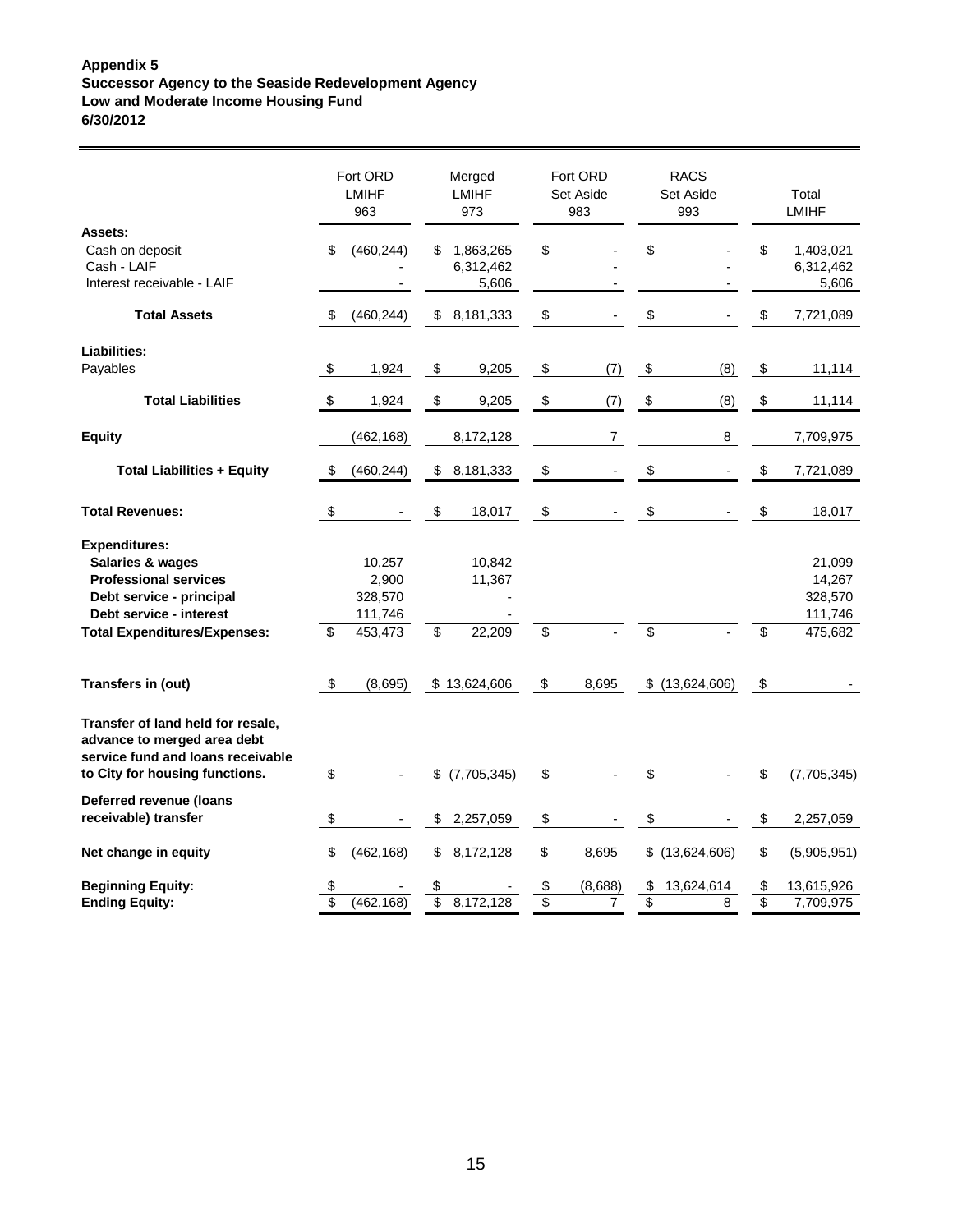**Appendix 5**
**Successor Agency to the Seaside Redevelopment Agency**
**Low and Moderate Income Housing Fund**
**6/30/2012**

| | Fort ORD LMIHF 963 | Merged LMIHF 973 | Fort ORD Set Aside 983 | RACS Set Aside 993 | Total LMIHF |
|---|---|---|---|---|---|
| **Assets:** | | | | | |
| Cash on deposit | $ (460,244) | $ 1,863,265 | $ - | $ - | $ 1,403,021 |
| Cash - LAIF | - | 6,312,462 | - | - | 6,312,462 |
| Interest receivable - LAIF | - | 5,606 | - | - | 5,606 |
| **Total Assets** | $ (460,244) | $ 8,181,333 | $ - | $ - | $ 7,721,089 |
| **Liabilities:** | | | | | |
| Payables | $ 1,924 | $ 9,205 | $ (7) | $ (8) | $ 11,114 |
| **Total Liabilities** | $ 1,924 | $ 9,205 | $ (7) | $ (8) | $ 11,114 |
| **Equity** | (462,168) | 8,172,128 | 7 | 8 | 7,709,975 |
| **Total Liabilities + Equity** | $ (460,244) | $ 8,181,333 | $ - | $ - | $ 7,721,089 |
| **Total Revenues:** | $ - | $ 18,017 | $ - | $ - | $ 18,017 |
| **Expenditures:** | | | | | |
| **Salaries & wages** | 10,257 | 10,842 | | | 21,099 |
| **Professional services** | 2,900 | 11,367 | | | 14,267 |
| **Debt service - principal** | 328,570 | - | | | 328,570 |
| **Debt service - interest** | 111,746 | - | | | 111,746 |
| **Total Expenditures/Expenses:** | $ 453,473 | $ 22,209 | $ - | $ - | $ 475,682 |
| **Transfers in (out)** | $ (8,695) | $ 13,624,606 | $ 8,695 | $ (13,624,606) | $ - |
| **Transfer of land held for resale, advance to merged area debt service fund and loans receivable to City for housing functions.** | $ - | $ (7,705,345) | $ - | $ - | $ (7,705,345) |
| **Deferred revenue (loans receivable) transfer** | $ - | $ 2,257,059 | $ - | $ - | $ 2,257,059 |
| **Net change in equity** | $ (462,168) | $ 8,172,128 | $ 8,695 | $ (13,624,606) | $ (5,905,951) |
| **Beginning Equity:** | $ - | $ - | $ (8,688) | $ 13,624,614 | $ 13,615,926 |
| **Ending Equity:** | $ (462,168) | $ 8,172,128 | $ 7 | $ 8 | $ 7,709,975 |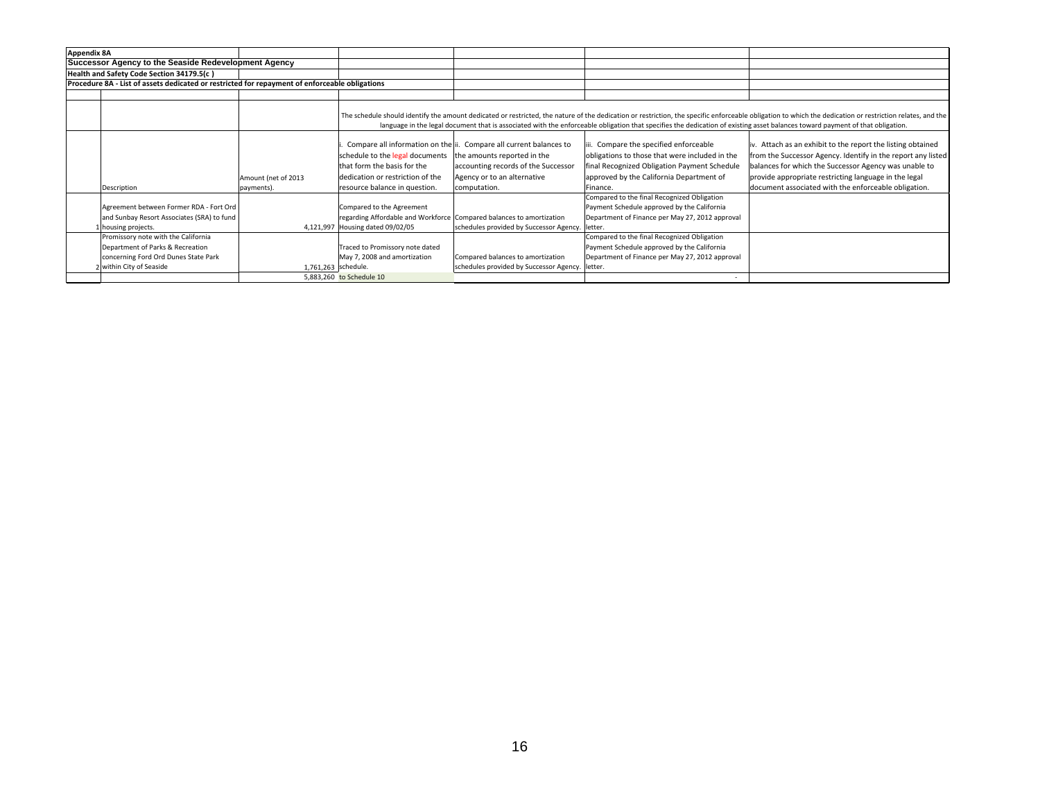**Appendix 8A**

**Successor Agency to the Seaside Redevelopment Agency**

**Health and Safety Code Section 34179.5(c )**

**Procedure 8A - List of assets dedicated or restricted for repayment of enforceable obligations**

The schedule should identify the amount dedicated or restricted, the nature of the dedication or restriction, the specific enforceable obligation to which the dedication or restriction relates, and the language in the legal document that is associated with the enforceable obligation that specifies the dedication of existing asset balances toward payment of that obligation.

| | Description | Amount (net of 2013 payments). | i. Compare all information on the schedule to the legal documents that form the basis for the dedication or restriction of the resource balance in question. | ii. Compare all current balances to the amounts reported in the accounting records of the Successor Agency or to an alternative computation. | iii. Compare the specified enforceable obligations to those that were included in the final Recognized Obligation Payment Schedule approved by the California Department of Finance. | iv. Attach as an exhibit to the report the listing obtained from the Successor Agency. Identify in the report any listed balances for which the Successor Agency was unable to provide appropriate restricting language in the legal document associated with the enforceable obligation. |
|---|---|---|---|---|---|---|
| 1 | Agreement between Former RDA - Fort Ord and Sunbay Resort Associates (SRA) to fund housing projects. | 4,121,997 | Compared to the Agreement regarding Affordable and Workforce Housing dated 09/02/05 | Compared balances to amortization schedules provided by Successor Agency. | Compared to the final Recognized Obligation Payment Schedule approved by the California Department of Finance per May 27, 2012 approval letter. | |
| 2 | Promissory note with the California Department of Parks & Recreation concerning Ford Ord Dunes State Park within City of Seaside | 1,761,263 | Traced to Promissory note dated May 7, 2008 and amortization schedule. | Compared balances to amortization schedules provided by Successor Agency. | Compared to the final Recognized Obligation Payment Schedule approved by the California Department of Finance per May 27, 2012 approval letter. | |
| | | 5,883,260 | to Schedule 10 | | - | |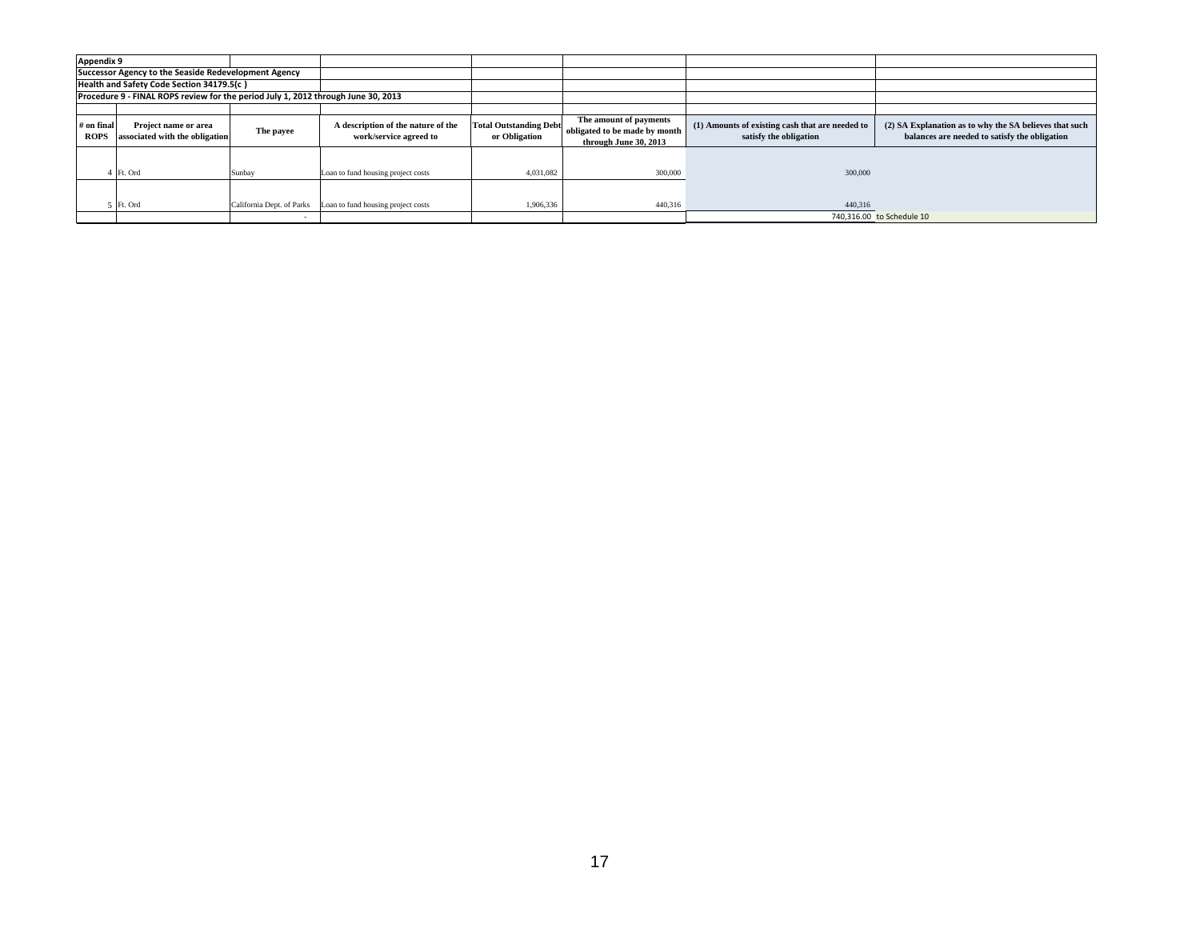**Appendix 9**

**Successor Agency to the Seaside Redevelopment Agency**

**Health and Safety Code Section 34179.5(c )**

**Procedure 9 - FINAL ROPS review for the period July 1, 2012 through June 30, 2013**

| # on final ROPS | Project name or area associated with the obligation | The payee | A description of the nature of the work/service agreed to | Total Outstanding Debt or Obligation | The amount of payments obligated to be made by month through June 30, 2013 | (1) Amounts of existing cash that are needed to satisfy the obligation | (2) SA Explanation as to why the SA believes that such balances are needed to satisfy the obligation |
|---|---|---|---|---|---|---|---|
| 4 | Ft. Ord | Sunbay | Loan to fund housing project costs | 4,031,082 | 300,000 | 300,000 | |
| 5 | Ft. Ord | California Dept. of Parks | Loan to fund housing project costs | 1,906,336 | 440,316 | 440,316 | |
| | | - | | | | 740,316.00 | to Schedule 10 |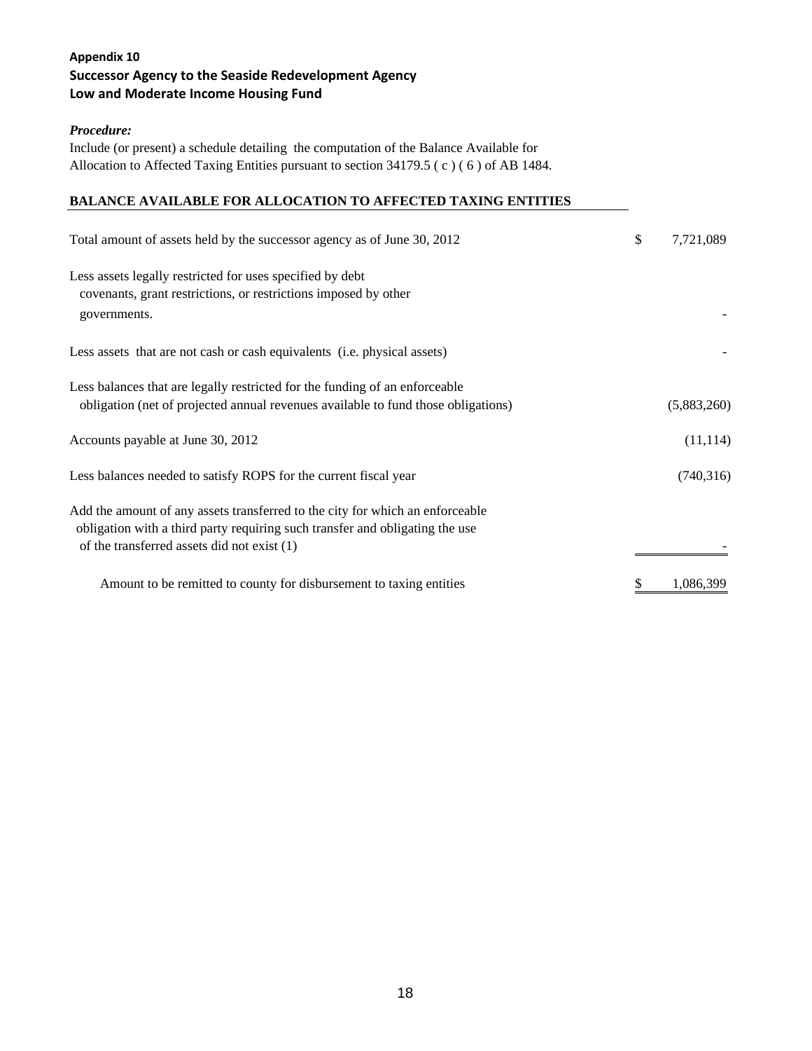**Appendix 10**

**Successor Agency to the Seaside Redevelopment Agency**

**Low and Moderate Income Housing Fund**

***Procedure:***

Include (or present) a schedule detailing the computation of the Balance Available for Allocation to Affected Taxing Entities pursuant to section 34179.5 ( c ) ( 6 ) of AB 1484.

**BALANCE AVAILABLE FOR ALLOCATION TO AFFECTED TAXING ENTITIES**

| | | |
|---|---|---|
| Total amount of assets held by the successor agency as of June 30, 2012 | $ | 7,721,089 |
| Less assets legally restricted for uses specified by debt covenants, grant restrictions, or restrictions imposed by other governments. | | - |
| Less assets that are not cash or cash equivalents (i.e. physical assets) | | - |
| Less balances that are legally restricted for the funding of an enforceable obligation (net of projected annual revenues available to fund those obligations) | | (5,883,260) |
| Accounts payable at June 30, 2012 | | (11,114) |
| Less balances needed to satisfy ROPS for the current fiscal year | | (740,316) |
| Add the amount of any assets transferred to the city for which an enforceable obligation with a third party requiring such transfer and obligating the use of the transferred assets did not exist (1) | | - |
| Amount to be remitted to county for disbursement to taxing entities | $ | 1,086,399 |